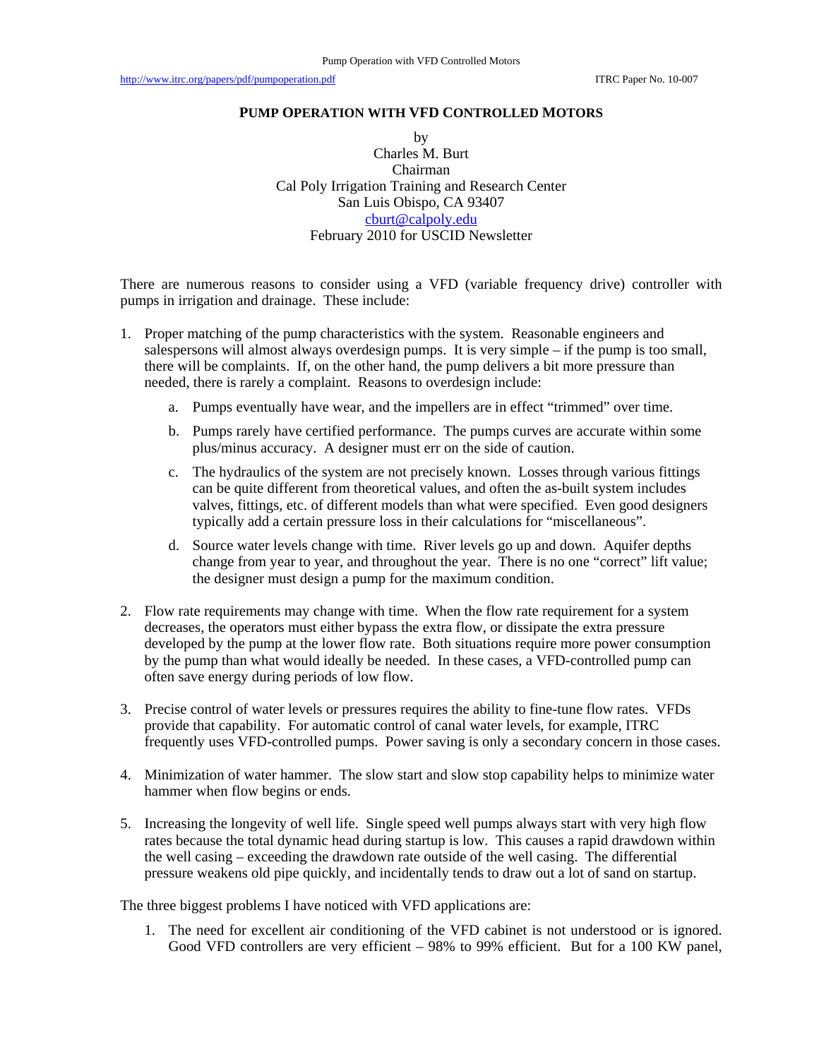# PUMP OPERATION WITH VFD CONTROLLED MOTORS

by

Charles M. Burt
Chairman
Cal Poly Irrigation Training and Research Center
San Luis Obispo, CA 93407
cburt@calpoly.edu
February 2010 for USCID Newsletter

There are numerous reasons to consider using a VFD (variable frequency drive) controller with pumps in irrigation and drainage. These include:

1. Proper matching of the pump characteristics with the system. Reasonable engineers and salespersons will almost always overdesign pumps. It is very simple – if the pump is too small, there will be complaints. If, on the other hand, the pump delivers a bit more pressure than needed, there is rarely a complaint. Reasons to overdesign include:

    a. Pumps eventually have wear, and the impellers are in effect "trimmed" over time.

    b. Pumps rarely have certified performance. The pumps curves are accurate within some plus/minus accuracy. A designer must err on the side of caution.

    c. The hydraulics of the system are not precisely known. Losses through various fittings can be quite different from theoretical values, and often the as-built system includes valves, fittings, etc. of different models than what were specified. Even good designers typically add a certain pressure loss in their calculations for "miscellaneous".

    d. Source water levels change with time. River levels go up and down. Aquifer depths change from year to year, and throughout the year. There is no one "correct" lift value; the designer must design a pump for the maximum condition.

2. Flow rate requirements may change with time. When the flow rate requirement for a system decreases, the operators must either bypass the extra flow, or dissipate the extra pressure developed by the pump at the lower flow rate. Both situations require more power consumption by the pump than what would ideally be needed. In these cases, a VFD-controlled pump can often save energy during periods of low flow.

3. Precise control of water levels or pressures requires the ability to fine-tune flow rates. VFDs provide that capability. For automatic control of canal water levels, for example, ITRC frequently uses VFD-controlled pumps. Power saving is only a secondary concern in those cases.

4. Minimization of water hammer. The slow start and slow stop capability helps to minimize water hammer when flow begins or ends.

5. Increasing the longevity of well life. Single speed well pumps always start with very high flow rates because the total dynamic head during startup is low. This causes a rapid drawdown within the well casing – exceeding the drawdown rate outside of the well casing. The differential pressure weakens old pipe quickly, and incidentally tends to draw out a lot of sand on startup.

The three biggest problems I have noticed with VFD applications are:

1. The need for excellent air conditioning of the VFD cabinet is not understood or is ignored. Good VFD controllers are very efficient – 98% to 99% efficient. But for a 100 KW panel,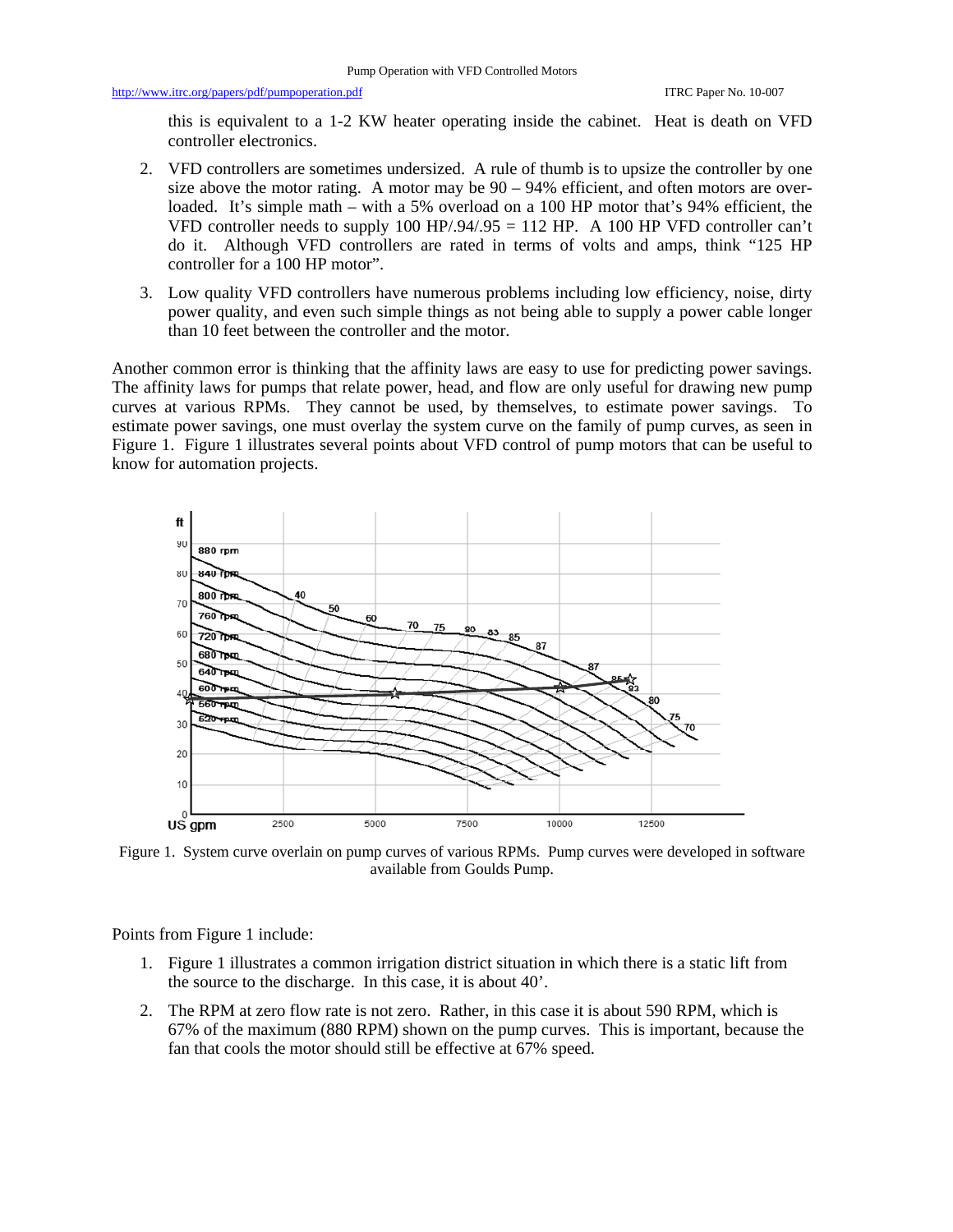this is equivalent to a 1-2 KW heater operating inside the cabinet. Heat is death on VFD controller electronics.

2. VFD controllers are sometimes undersized. A rule of thumb is to upsize the controller by one size above the motor rating. A motor may be 90 – 94% efficient, and often motors are overloaded. It's simple math – with a 5% overload on a 100 HP motor that's 94% efficient, the VFD controller needs to supply 100 HP/.94/.95 = 112 HP. A 100 HP VFD controller can't do it. Although VFD controllers are rated in terms of volts and amps, think "125 HP controller for a 100 HP motor".

3. Low quality VFD controllers have numerous problems including low efficiency, noise, dirty power quality, and even such simple things as not being able to supply a power cable longer than 10 feet between the controller and the motor.

Another common error is thinking that the affinity laws are easy to use for predicting power savings. The affinity laws for pumps that relate power, head, and flow are only useful for drawing new pump curves at various RPMs. They cannot be used, by themselves, to estimate power savings. To estimate power savings, one must overlay the system curve on the family of pump curves, as seen in Figure 1. Figure 1 illustrates several points about VFD control of pump motors that can be useful to know for automation projects.

Figure 1. System curve overlain on pump curves of various RPMs. Pump curves were developed in software available from Goulds Pump.

Points from Figure 1 include:

1. Figure 1 illustrates a common irrigation district situation in which there is a static lift from the source to the discharge. In this case, it is about 40'.

2. The RPM at zero flow rate is not zero. Rather, in this case it is about 590 RPM, which is 67% of the maximum (880 RPM) shown on the pump curves. This is important, because the fan that cools the motor should still be effective at 67% speed.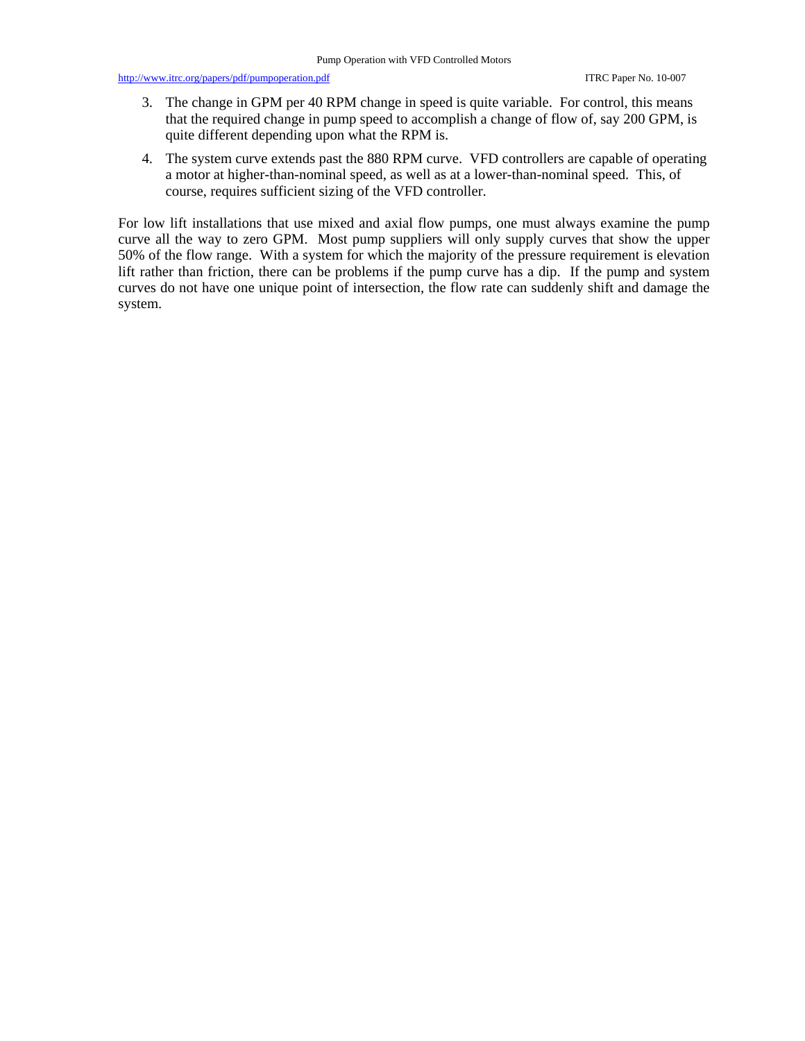3. The change in GPM per 40 RPM change in speed is quite variable. For control, this means that the required change in pump speed to accomplish a change of flow of, say 200 GPM, is quite different depending upon what the RPM is.

4. The system curve extends past the 880 RPM curve. VFD controllers are capable of operating a motor at higher-than-nominal speed, as well as at a lower-than-nominal speed. This, of course, requires sufficient sizing of the VFD controller.

For low lift installations that use mixed and axial flow pumps, one must always examine the pump curve all the way to zero GPM. Most pump suppliers will only supply curves that show the upper 50% of the flow range. With a system for which the majority of the pressure requirement is elevation lift rather than friction, there can be problems if the pump curve has a dip. If the pump and system curves do not have one unique point of intersection, the flow rate can suddenly shift and damage the system.